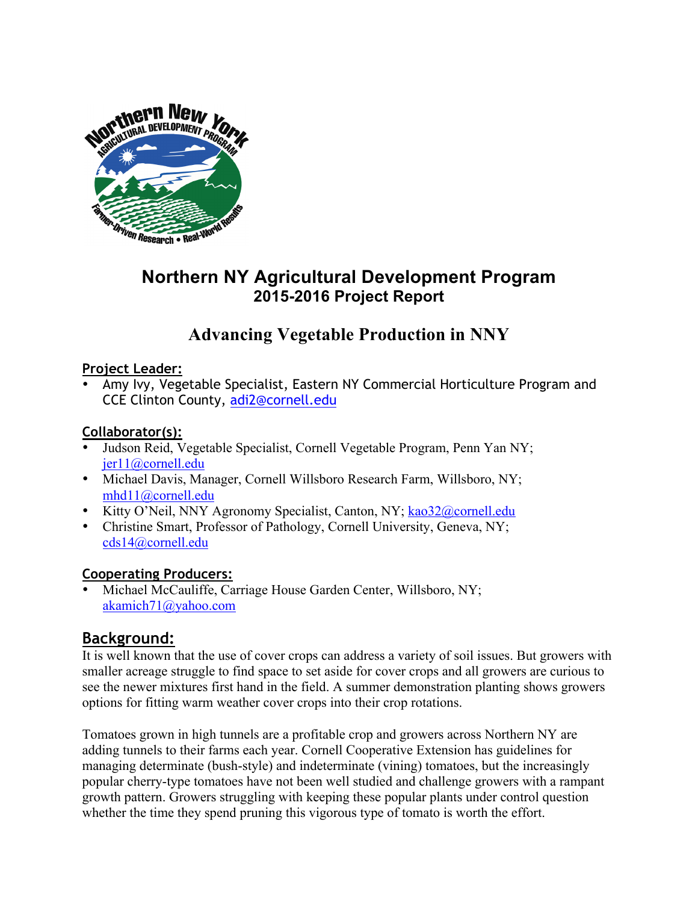# Northern NY Agricultural Development Program
## 2015-2016 Project Report

# Advancing Vegetable Production in NNY

**Project Leader:**

- Amy Ivy, Vegetable Specialist, Eastern NY Commercial Horticulture Program and CCE Clinton County, adi2@cornell.edu

**Collaborator(s):**

- Judson Reid, Vegetable Specialist, Cornell Vegetable Program, Penn Yan NY; jer11@cornell.edu
- Michael Davis, Manager, Cornell Willsboro Research Farm, Willsboro, NY; mhd11@cornell.edu
- Kitty O'Neil, NNY Agronomy Specialist, Canton, NY; kao32@cornell.edu
- Christine Smart, Professor of Pathology, Cornell University, Geneva, NY; cds14@cornell.edu

**Cooperating Producers:**

- Michael McCauliffe, Carriage House Garden Center, Willsboro, NY; akamich71@yahoo.com

## Background:

It is well known that the use of cover crops can address a variety of soil issues. But growers with smaller acreage struggle to find space to set aside for cover crops and all growers are curious to see the newer mixtures first hand in the field. A summer demonstration planting shows growers options for fitting warm weather cover crops into their crop rotations.

Tomatoes grown in high tunnels are a profitable crop and growers across Northern NY are adding tunnels to their farms each year. Cornell Cooperative Extension has guidelines for managing determinate (bush-style) and indeterminate (vining) tomatoes, but the increasingly popular cherry-type tomatoes have not been well studied and challenge growers with a rampant growth pattern. Growers struggling with keeping these popular plants under control question whether the time they spend pruning this vigorous type of tomato is worth the effort.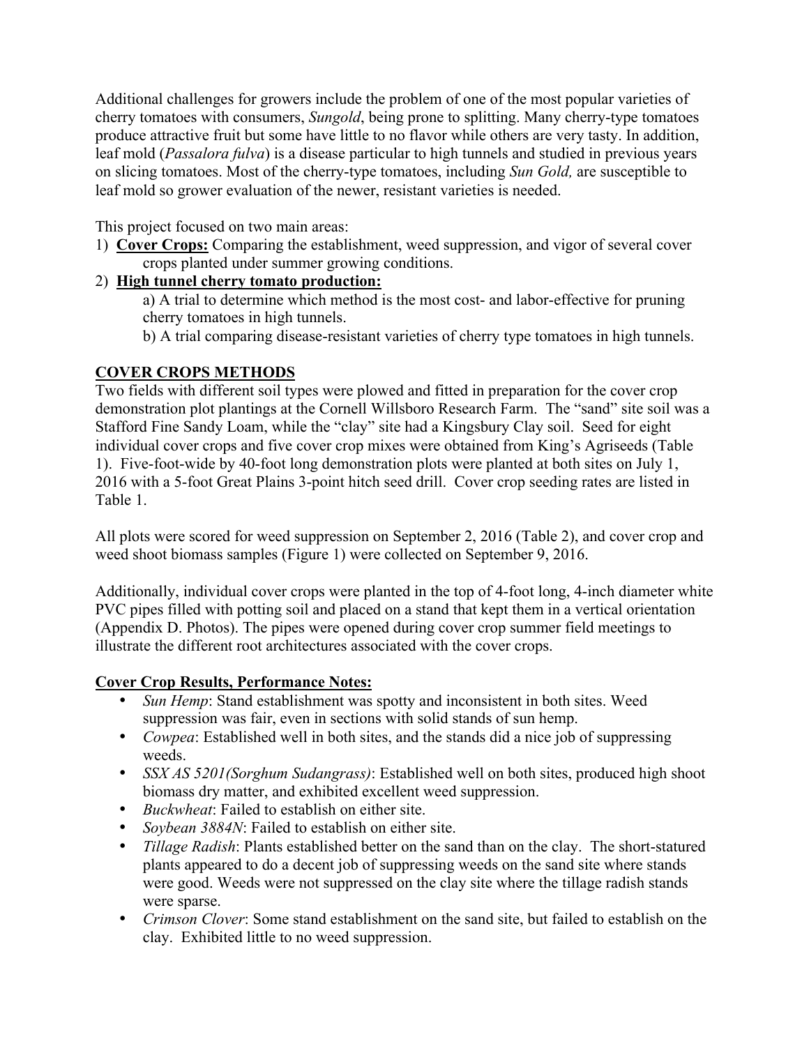Additional challenges for growers include the problem of one of the most popular varieties of cherry tomatoes with consumers, *Sungold*, being prone to splitting. Many cherry-type tomatoes produce attractive fruit but some have little to no flavor while others are very tasty. In addition, leaf mold (*Passalora fulva*) is a disease particular to high tunnels and studied in previous years on slicing tomatoes. Most of the cherry-type tomatoes, including *Sun Gold,* are susceptible to leaf mold so grower evaluation of the newer, resistant varieties is needed.

This project focused on two main areas:

1) **Cover Crops:** Comparing the establishment, weed suppression, and vigor of several cover crops planted under summer growing conditions.
2) **High tunnel cherry tomato production:**
   a) A trial to determine which method is the most cost- and labor-effective for pruning cherry tomatoes in high tunnels.
   b) A trial comparing disease-resistant varieties of cherry type tomatoes in high tunnels.

## COVER CROPS METHODS

Two fields with different soil types were plowed and fitted in preparation for the cover crop demonstration plot plantings at the Cornell Willsboro Research Farm. The "sand" site soil was a Stafford Fine Sandy Loam, while the "clay" site had a Kingsbury Clay soil. Seed for eight individual cover crops and five cover crop mixes were obtained from King's Agriseeds (Table 1). Five-foot-wide by 40-foot long demonstration plots were planted at both sites on July 1, 2016 with a 5-foot Great Plains 3-point hitch seed drill. Cover crop seeding rates are listed in Table 1.

All plots were scored for weed suppression on September 2, 2016 (Table 2), and cover crop and weed shoot biomass samples (Figure 1) were collected on September 9, 2016.

Additionally, individual cover crops were planted in the top of 4-foot long, 4-inch diameter white PVC pipes filled with potting soil and placed on a stand that kept them in a vertical orientation (Appendix D. Photos). The pipes were opened during cover crop summer field meetings to illustrate the different root architectures associated with the cover crops.

### Cover Crop Results, Performance Notes:

- *Sun Hemp*: Stand establishment was spotty and inconsistent in both sites. Weed suppression was fair, even in sections with solid stands of sun hemp.
- *Cowpea*: Established well in both sites, and the stands did a nice job of suppressing weeds.
- *SSX AS 5201(Sorghum Sudangrass)*: Established well on both sites, produced high shoot biomass dry matter, and exhibited excellent weed suppression.
- *Buckwheat*: Failed to establish on either site.
- *Soybean 3884N*: Failed to establish on either site.
- *Tillage Radish*: Plants established better on the sand than on the clay. The short-statured plants appeared to do a decent job of suppressing weeds on the sand site where stands were good. Weeds were not suppressed on the clay site where the tillage radish stands were sparse.
- *Crimson Clover*: Some stand establishment on the sand site, but failed to establish on the clay. Exhibited little to no weed suppression.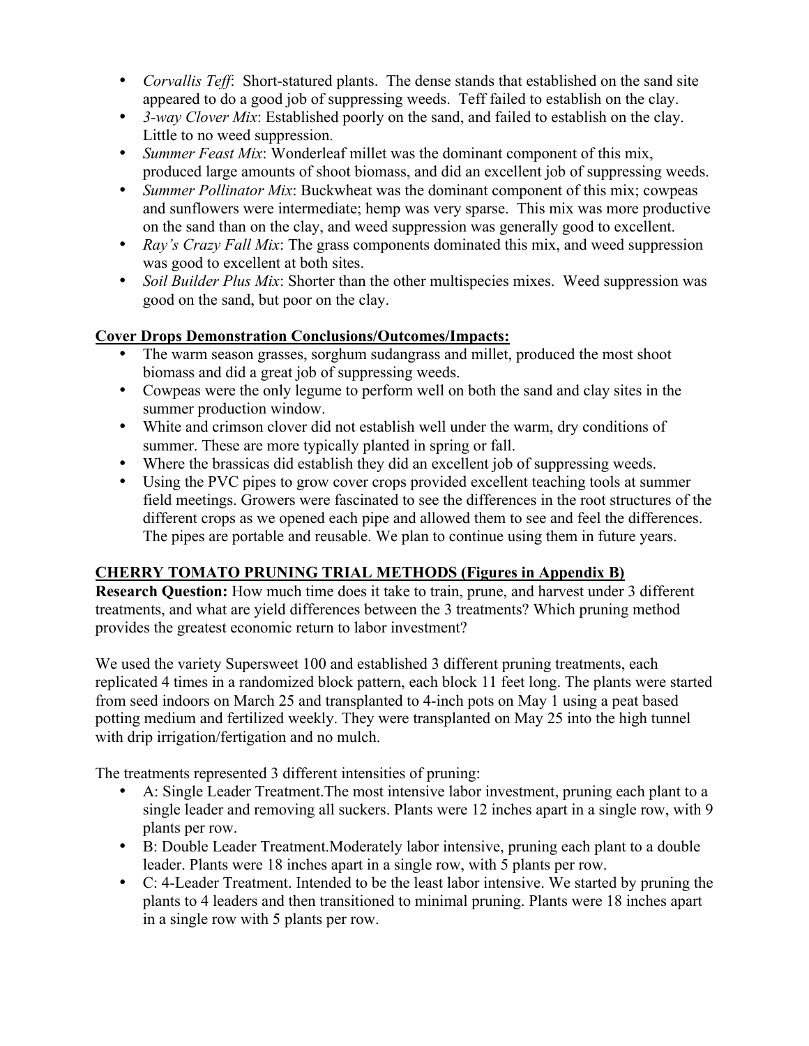- *Corvallis Teff*: Short-statured plants. The dense stands that established on the sand site appeared to do a good job of suppressing weeds. Teff failed to establish on the clay.
- *3-way Clover Mix*: Established poorly on the sand, and failed to establish on the clay. Little to no weed suppression.
- *Summer Feast Mix*: Wonderleaf millet was the dominant component of this mix, produced large amounts of shoot biomass, and did an excellent job of suppressing weeds.
- *Summer Pollinator Mix*: Buckwheat was the dominant component of this mix; cowpeas and sunflowers were intermediate; hemp was very sparse. This mix was more productive on the sand than on the clay, and weed suppression was generally good to excellent.
- *Ray's Crazy Fall Mix*: The grass components dominated this mix, and weed suppression was good to excellent at both sites.
- *Soil Builder Plus Mix*: Shorter than the other multispecies mixes. Weed suppression was good on the sand, but poor on the clay.

**Cover Drops Demonstration Conclusions/Outcomes/Impacts:**

- The warm season grasses, sorghum sudangrass and millet, produced the most shoot biomass and did a great job of suppressing weeds.
- Cowpeas were the only legume to perform well on both the sand and clay sites in the summer production window.
- White and crimson clover did not establish well under the warm, dry conditions of summer. These are more typically planted in spring or fall.
- Where the brassicas did establish they did an excellent job of suppressing weeds.
- Using the PVC pipes to grow cover crops provided excellent teaching tools at summer field meetings. Growers were fascinated to see the differences in the root structures of the different crops as we opened each pipe and allowed them to see and feel the differences. The pipes are portable and reusable. We plan to continue using them in future years.

**CHERRY TOMATO PRUNING TRIAL METHODS (Figures in Appendix B)**

**Research Question:** How much time does it take to train, prune, and harvest under 3 different treatments, and what are yield differences between the 3 treatments? Which pruning method provides the greatest economic return to labor investment?

We used the variety Supersweet 100 and established 3 different pruning treatments, each replicated 4 times in a randomized block pattern, each block 11 feet long. The plants were started from seed indoors on March 25 and transplanted to 4-inch pots on May 1 using a peat based potting medium and fertilized weekly. They were transplanted on May 25 into the high tunnel with drip irrigation/fertigation and no mulch.

The treatments represented 3 different intensities of pruning:

- A: Single Leader Treatment.The most intensive labor investment, pruning each plant to a single leader and removing all suckers. Plants were 12 inches apart in a single row, with 9 plants per row.
- B: Double Leader Treatment.Moderately labor intensive, pruning each plant to a double leader. Plants were 18 inches apart in a single row, with 5 plants per row.
- C: 4-Leader Treatment. Intended to be the least labor intensive. We started by pruning the plants to 4 leaders and then transitioned to minimal pruning. Plants were 18 inches apart in a single row with 5 plants per row.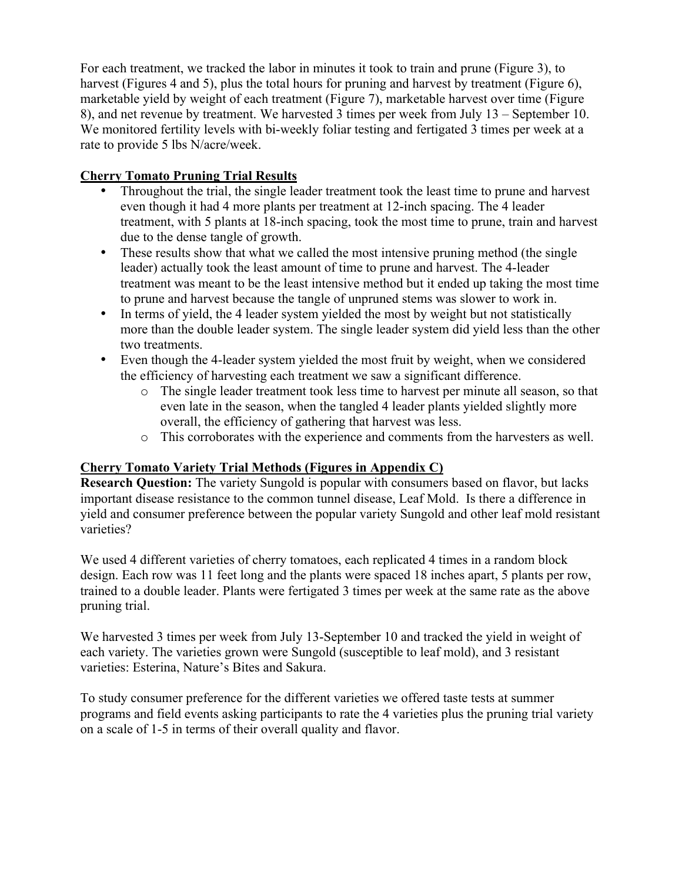For each treatment, we tracked the labor in minutes it took to train and prune (Figure 3), to harvest (Figures 4 and 5), plus the total hours for pruning and harvest by treatment (Figure 6), marketable yield by weight of each treatment (Figure 7), marketable harvest over time (Figure 8), and net revenue by treatment. We harvested 3 times per week from July 13 – September 10. We monitored fertility levels with bi-weekly foliar testing and fertigated 3 times per week at a rate to provide 5 lbs N/acre/week.

## Cherry Tomato Pruning Trial Results

- Throughout the trial, the single leader treatment took the least time to prune and harvest even though it had 4 more plants per treatment at 12-inch spacing. The 4 leader treatment, with 5 plants at 18-inch spacing, took the most time to prune, train and harvest due to the dense tangle of growth.
- These results show that what we called the most intensive pruning method (the single leader) actually took the least amount of time to prune and harvest. The 4-leader treatment was meant to be the least intensive method but it ended up taking the most time to prune and harvest because the tangle of unpruned stems was slower to work in.
- In terms of yield, the 4 leader system yielded the most by weight but not statistically more than the double leader system. The single leader system did yield less than the other two treatments.
- Even though the 4-leader system yielded the most fruit by weight, when we considered the efficiency of harvesting each treatment we saw a significant difference.
  - The single leader treatment took less time to harvest per minute all season, so that even late in the season, when the tangled 4 leader plants yielded slightly more overall, the efficiency of gathering that harvest was less.
  - This corroborates with the experience and comments from the harvesters as well.

## Cherry Tomato Variety Trial Methods (Figures in Appendix C)

**Research Question:** The variety Sungold is popular with consumers based on flavor, but lacks important disease resistance to the common tunnel disease, Leaf Mold. Is there a difference in yield and consumer preference between the popular variety Sungold and other leaf mold resistant varieties?

We used 4 different varieties of cherry tomatoes, each replicated 4 times in a random block design. Each row was 11 feet long and the plants were spaced 18 inches apart, 5 plants per row, trained to a double leader. Plants were fertigated 3 times per week at the same rate as the above pruning trial.

We harvested 3 times per week from July 13-September 10 and tracked the yield in weight of each variety. The varieties grown were Sungold (susceptible to leaf mold), and 3 resistant varieties: Esterina, Nature's Bites and Sakura.

To study consumer preference for the different varieties we offered taste tests at summer programs and field events asking participants to rate the 4 varieties plus the pruning trial variety on a scale of 1-5 in terms of their overall quality and flavor.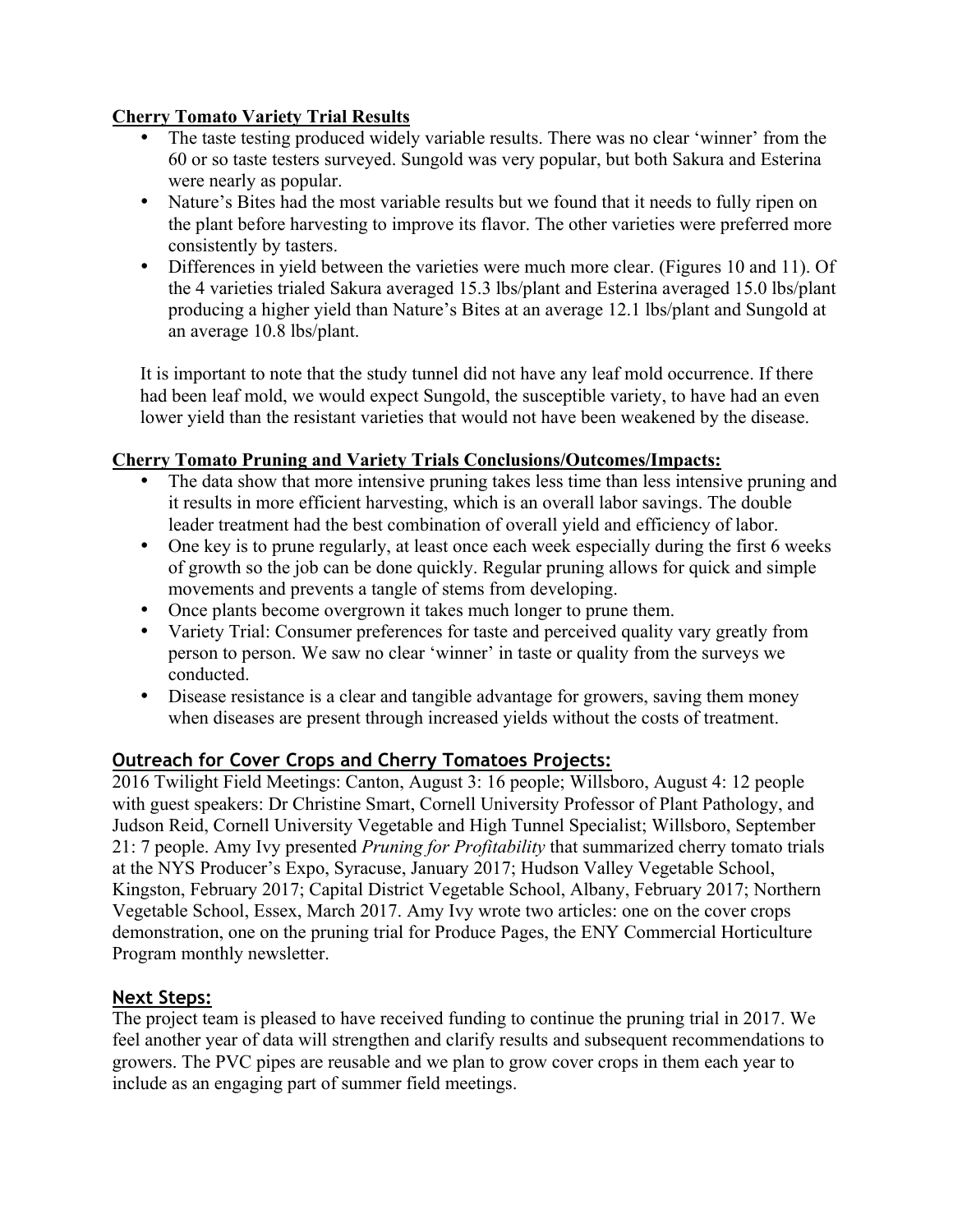**Cherry Tomato Variety Trial Results**

- The taste testing produced widely variable results. There was no clear 'winner' from the 60 or so taste testers surveyed. Sungold was very popular, but both Sakura and Esterina were nearly as popular.
- Nature's Bites had the most variable results but we found that it needs to fully ripen on the plant before harvesting to improve its flavor. The other varieties were preferred more consistently by tasters.
- Differences in yield between the varieties were much more clear. (Figures 10 and 11). Of the 4 varieties trialed Sakura averaged 15.3 lbs/plant and Esterina averaged 15.0 lbs/plant producing a higher yield than Nature's Bites at an average 12.1 lbs/plant and Sungold at an average 10.8 lbs/plant.

It is important to note that the study tunnel did not have any leaf mold occurrence. If there had been leaf mold, we would expect Sungold, the susceptible variety, to have had an even lower yield than the resistant varieties that would not have been weakened by the disease.

**Cherry Tomato Pruning and Variety Trials Conclusions/Outcomes/Impacts:**

- The data show that more intensive pruning takes less time than less intensive pruning and it results in more efficient harvesting, which is an overall labor savings. The double leader treatment had the best combination of overall yield and efficiency of labor.
- One key is to prune regularly, at least once each week especially during the first 6 weeks of growth so the job can be done quickly. Regular pruning allows for quick and simple movements and prevents a tangle of stems from developing.
- Once plants become overgrown it takes much longer to prune them.
- Variety Trial: Consumer preferences for taste and perceived quality vary greatly from person to person. We saw no clear 'winner' in taste or quality from the surveys we conducted.
- Disease resistance is a clear and tangible advantage for growers, saving them money when diseases are present through increased yields without the costs of treatment.

## Outreach for Cover Crops and Cherry Tomatoes Projects:

2016 Twilight Field Meetings: Canton, August 3: 16 people; Willsboro, August 4: 12 people with guest speakers: Dr Christine Smart, Cornell University Professor of Plant Pathology, and Judson Reid, Cornell University Vegetable and High Tunnel Specialist; Willsboro, September 21: 7 people. Amy Ivy presented *Pruning for Profitability* that summarized cherry tomato trials at the NYS Producer's Expo, Syracuse, January 2017; Hudson Valley Vegetable School, Kingston, February 2017; Capital District Vegetable School, Albany, February 2017; Northern Vegetable School, Essex, March 2017. Amy Ivy wrote two articles: one on the cover crops demonstration, one on the pruning trial for Produce Pages, the ENY Commercial Horticulture Program monthly newsletter.

## Next Steps:

The project team is pleased to have received funding to continue the pruning trial in 2017. We feel another year of data will strengthen and clarify results and subsequent recommendations to growers. The PVC pipes are reusable and we plan to grow cover crops in them each year to include as an engaging part of summer field meetings.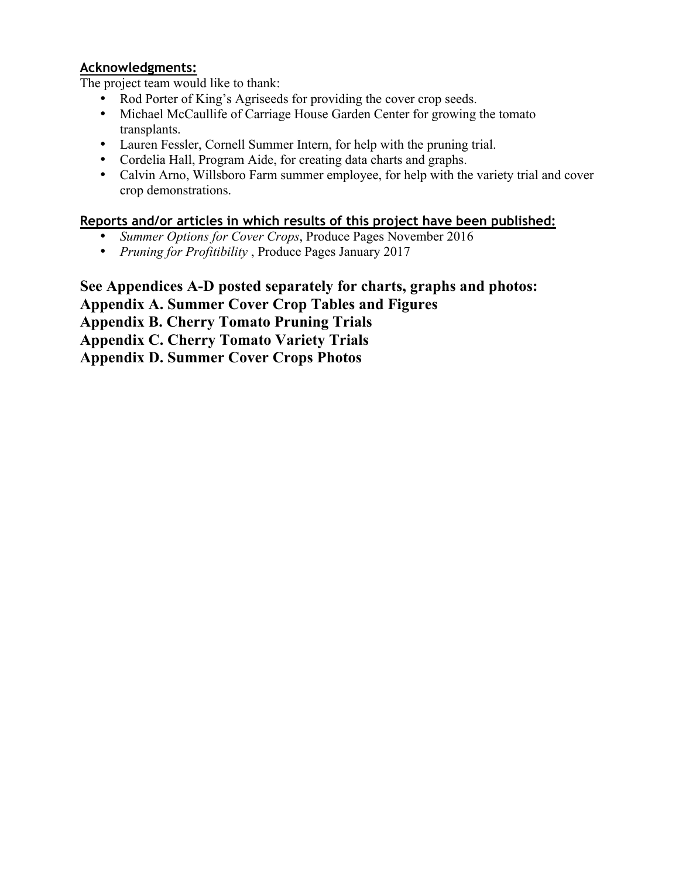**Acknowledgments:**

The project team would like to thank:

- Rod Porter of King's Agriseeds for providing the cover crop seeds.
- Michael McCaullife of Carriage House Garden Center for growing the tomato transplants.
- Lauren Fessler, Cornell Summer Intern, for help with the pruning trial.
- Cordelia Hall, Program Aide, for creating data charts and graphs.
- Calvin Arno, Willsboro Farm summer employee, for help with the variety trial and cover crop demonstrations.

**Reports and/or articles in which results of this project have been published:**

- *Summer Options for Cover Crops*, Produce Pages November 2016
- *Pruning for Profitibility* , Produce Pages January 2017

**See Appendices A-D posted separately for charts, graphs and photos:**
**Appendix A. Summer Cover Crop Tables and Figures**
**Appendix B. Cherry Tomato Pruning Trials**
**Appendix C. Cherry Tomato Variety Trials**
**Appendix D. Summer Cover Crops Photos**